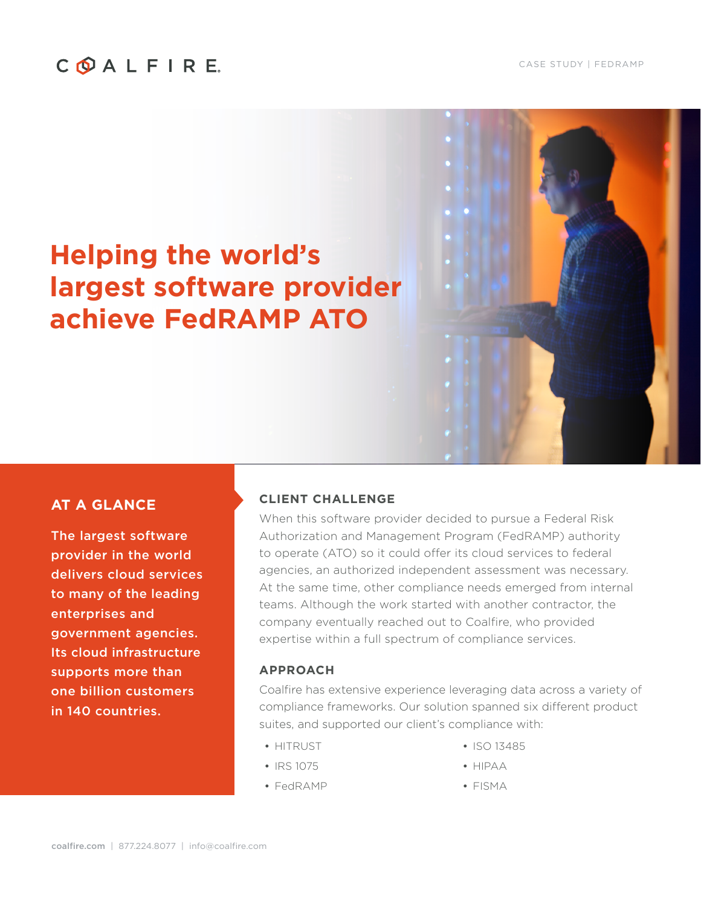COALFIRE

CASE STUDY | FEDRAMP

# Helping the world's largest software provider achieve FedRAMP ATO

## AT A GLANCE

**The largest software provider in the world delivers cloud services to many of the leading enterprises and government agencies. Its cloud infrastructure supports more than one billion customers in 140 countries.**

## CLIENT CHALLENGE

When this software provider decided to pursue a Federal Risk Authorization and Management Program (FedRAMP) authority to operate (ATO) so it could offer its cloud services to federal agencies, an authorized independent assessment was necessary. At the same time, other compliance needs emerged from internal teams. Although the work started with another contractor, the company eventually reached out to Coalfire, who provided expertise within a full spectrum of compliance services.

## APPROACH

Coalfire has extensive experience leveraging data across a variety of compliance frameworks. Our solution spanned six different product suites, and supported our client's compliance with:

- HITRUST
- IRS 1075
- FedRAMP
- ISO 13485
- HIPAA
- FISMA

coalfire.com | 877.224.8077 | info@coalfire.com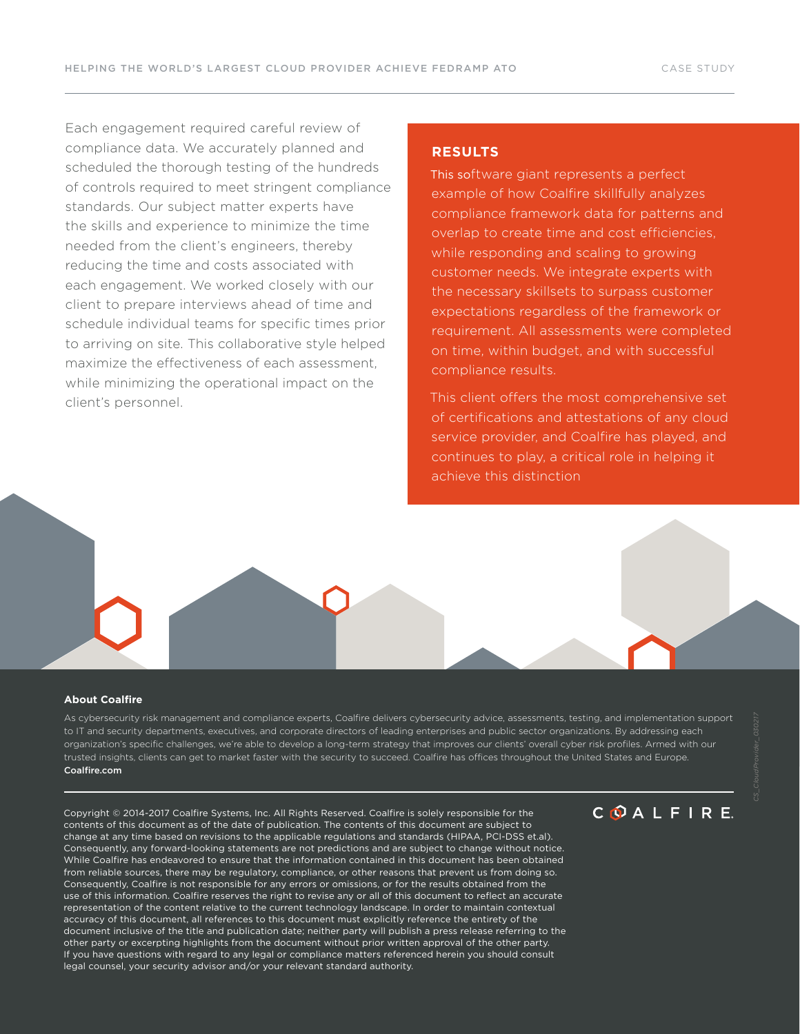Each engagement required careful review of compliance data. We accurately planned and scheduled the thorough testing of the hundreds of controls required to meet stringent compliance standards. Our subject matter experts have the skills and experience to minimize the time needed from the client's engineers, thereby reducing the time and costs associated with each engagement. We worked closely with our client to prepare interviews ahead of time and schedule individual teams for specific times prior to arriving on site. This collaborative style helped maximize the effectiveness of each assessment, while minimizing the operational impact on the client's personnel.

## RESULTS

This software giant represents a perfect example of how Coalfire skillfully analyzes compliance framework data for patterns and overlap to create time and cost efficiencies, while responding and scaling to growing customer needs. We integrate experts with the necessary skillsets to surpass customer expectations regardless of the framework or requirement. All assessments were completed on time, within budget, and with successful compliance results.

This client offers the most comprehensive set of certifications and attestations of any cloud service provider, and Coalfire has played, and continues to play, a critical role in helping it achieve this distinction

**About Coalfire**

As cybersecurity risk management and compliance experts, Coalfire delivers cybersecurity advice, assessments, testing, and implementation support to IT and security departments, executives, and corporate directors of leading enterprises and public sector organizations. By addressing each organization's specific challenges, we're able to develop a long-term strategy that improves our clients' overall cyber risk profiles. Armed with our trusted insights, clients can get to market faster with the security to succeed. Coalfire has offices throughout the United States and Europe.
**Coalfire.com**

Copyright © 2014-2017 Coalfire Systems, Inc. All Rights Reserved. Coalfire is solely responsible for the contents of this document as of the date of publication. The contents of this document are subject to change at any time based on revisions to the applicable regulations and standards (HIPAA, PCI-DSS et.al). Consequently, any forward-looking statements are not predictions and are subject to change without notice. While Coalfire has endeavored to ensure that the information contained in this document has been obtained from reliable sources, there may be regulatory, compliance, or other reasons that prevent us from doing so. Consequently, Coalfire is not responsible for any errors or omissions, or for the results obtained from the use of this information. Coalfire reserves the right to revise any or all of this document to reflect an accurate representation of the content relative to the current technology landscape. In order to maintain contextual accuracy of this document, all references to this document must explicitly reference the entirety of the document inclusive of the title and publication date; neither party will publish a press release referring to the other party or excerpting highlights from the document without prior written approval of the other party. If you have questions with regard to any legal or compliance matters referenced herein you should consult legal counsel, your security advisor and/or your relevant standard authority.

COALFIRE.

CS_CloudProvider_030217